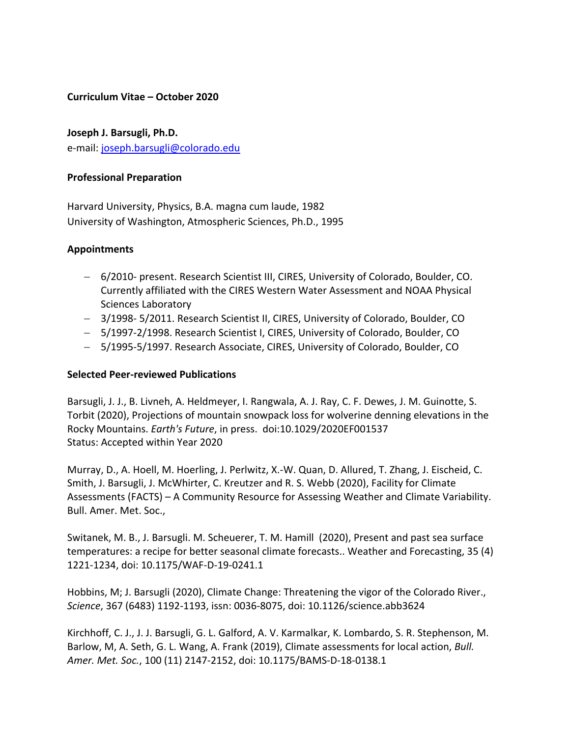**Curriculum Vitae – October 2020**

**Joseph J. Barsugli, Ph.D.**
e-mail: joseph.barsugli@colorado.edu

**Professional Preparation**

Harvard University, Physics, B.A. magna cum laude, 1982
University of Washington, Atmospheric Sciences, Ph.D., 1995

**Appointments**

- 6/2010- present. Research Scientist III, CIRES, University of Colorado, Boulder, CO. Currently affiliated with the CIRES Western Water Assessment and NOAA Physical Sciences Laboratory
- 3/1998- 5/2011. Research Scientist II, CIRES, University of Colorado, Boulder, CO
- 5/1997-2/1998. Research Scientist I, CIRES, University of Colorado, Boulder, CO
- 5/1995-5/1997. Research Associate, CIRES, University of Colorado, Boulder, CO

**Selected Peer-reviewed Publications**

Barsugli, J. J., B. Livneh, A. Heldmeyer, I. Rangwala, A. J. Ray, C. F. Dewes, J. M. Guinotte, S. Torbit (2020), Projections of mountain snowpack loss for wolverine denning elevations in the Rocky Mountains. *Earth's Future*, in press. doi:10.1029/2020EF001537
Status: Accepted within Year 2020

Murray, D., A. Hoell, M. Hoerling, J. Perlwitz, X.-W. Quan, D. Allured, T. Zhang, J. Eischeid, C. Smith, J. Barsugli, J. McWhirter, C. Kreutzer and R. S. Webb (2020), Facility for Climate Assessments (FACTS) – A Community Resource for Assessing Weather and Climate Variability. Bull. Amer. Met. Soc.,

Switanek, M. B., J. Barsugli. M. Scheuerer, T. M. Hamill (2020), Present and past sea surface temperatures: a recipe for better seasonal climate forecasts.. Weather and Forecasting, 35 (4) 1221-1234, doi: 10.1175/WAF-D-19-0241.1

Hobbins, M; J. Barsugli (2020), Climate Change: Threatening the vigor of the Colorado River., *Science*, 367 (6483) 1192-1193, issn: 0036-8075, doi: 10.1126/science.abb3624

Kirchhoff, C. J., J. J. Barsugli, G. L. Galford, A. V. Karmalkar, K. Lombardo, S. R. Stephenson, M. Barlow, M, A. Seth, G. L. Wang, A. Frank (2019), Climate assessments for local action, *Bull. Amer. Met. Soc.*, 100 (11) 2147-2152, doi: 10.1175/BAMS-D-18-0138.1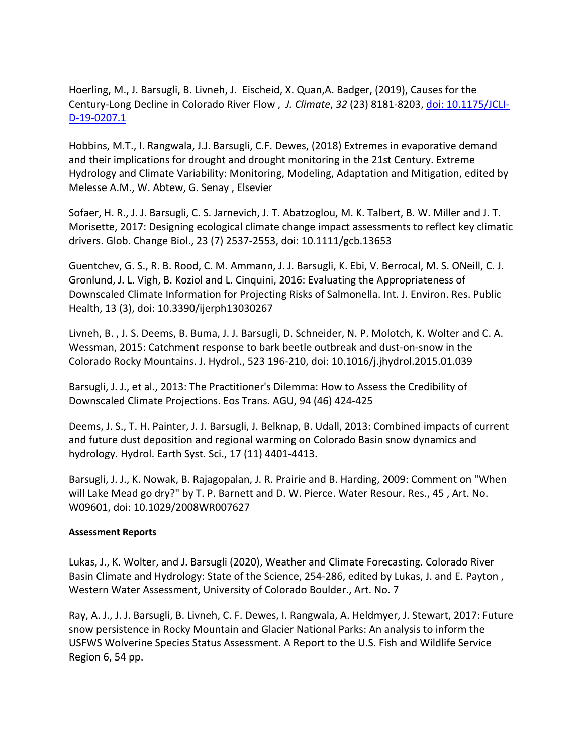Hoerling, M., J. Barsugli, B. Livneh, J. Eischeid, X. Quan,A. Badger, (2019), Causes for the Century-Long Decline in Colorado River Flow , *J. Climate*, *32* (23) 8181-8203, [doi: 10.1175/JCLI-D-19-0207.1](https://doi.org/10.1175/JCLI-D-19-0207.1)

Hobbins, M.T., I. Rangwala, J.J. Barsugli, C.F. Dewes, (2018) Extremes in evaporative demand and their implications for drought and drought monitoring in the 21st Century. Extreme Hydrology and Climate Variability: Monitoring, Modeling, Adaptation and Mitigation, edited by Melesse A.M., W. Abtew, G. Senay , Elsevier

Sofaer, H. R., J. J. Barsugli, C. S. Jarnevich, J. T. Abatzoglou, M. K. Talbert, B. W. Miller and J. T. Morisette, 2017: Designing ecological climate change impact assessments to reflect key climatic drivers. Glob. Change Biol., 23 (7) 2537-2553, doi: 10.1111/gcb.13653

Guentchev, G. S., R. B. Rood, C. M. Ammann, J. J. Barsugli, K. Ebi, V. Berrocal, M. S. ONeill, C. J. Gronlund, J. L. Vigh, B. Koziol and L. Cinquini, 2016: Evaluating the Appropriateness of Downscaled Climate Information for Projecting Risks of Salmonella. Int. J. Environ. Res. Public Health, 13 (3), doi: 10.3390/ijerph13030267

Livneh, B. , J. S. Deems, B. Buma, J. J. Barsugli, D. Schneider, N. P. Molotch, K. Wolter and C. A. Wessman, 2015: Catchment response to bark beetle outbreak and dust-on-snow in the Colorado Rocky Mountains. J. Hydrol., 523 196-210, doi: 10.1016/j.jhydrol.2015.01.039

Barsugli, J. J., et al., 2013: The Practitioner's Dilemma: How to Assess the Credibility of Downscaled Climate Projections. Eos Trans. AGU, 94 (46) 424-425

Deems, J. S., T. H. Painter, J. J. Barsugli, J. Belknap, B. Udall, 2013: Combined impacts of current and future dust deposition and regional warming on Colorado Basin snow dynamics and hydrology. Hydrol. Earth Syst. Sci., 17 (11) 4401-4413.

Barsugli, J. J., K. Nowak, B. Rajagopalan, J. R. Prairie and B. Harding, 2009: Comment on "When will Lake Mead go dry?" by T. P. Barnett and D. W. Pierce. Water Resour. Res., 45 , Art. No. W09601, doi: 10.1029/2008WR007627

**Assessment Reports**

Lukas, J., K. Wolter, and J. Barsugli (2020), Weather and Climate Forecasting. Colorado River Basin Climate and Hydrology: State of the Science, 254-286, edited by Lukas, J. and E. Payton , Western Water Assessment, University of Colorado Boulder., Art. No. 7

Ray, A. J., J. J. Barsugli, B. Livneh, C. F. Dewes, I. Rangwala, A. Heldmyer, J. Stewart, 2017: Future snow persistence in Rocky Mountain and Glacier National Parks: An analysis to inform the USFWS Wolverine Species Status Assessment. A Report to the U.S. Fish and Wildlife Service Region 6, 54 pp.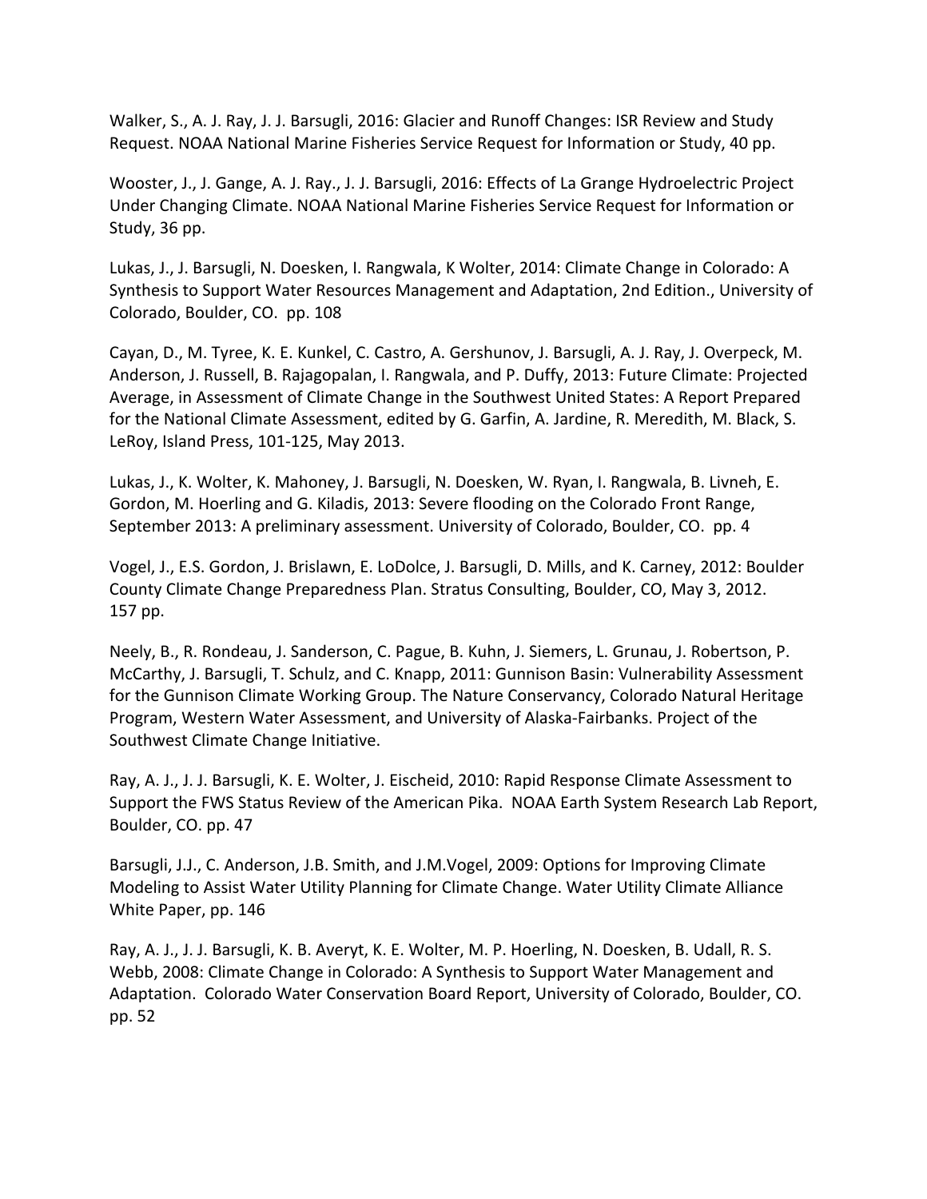Walker, S., A. J. Ray, J. J. Barsugli, 2016: Glacier and Runoff Changes: ISR Review and Study Request. NOAA National Marine Fisheries Service Request for Information or Study, 40 pp.

Wooster, J., J. Gange, A. J. Ray., J. J. Barsugli, 2016: Effects of La Grange Hydroelectric Project Under Changing Climate. NOAA National Marine Fisheries Service Request for Information or Study, 36 pp.

Lukas, J., J. Barsugli, N. Doesken, I. Rangwala, K Wolter, 2014: Climate Change in Colorado: A Synthesis to Support Water Resources Management and Adaptation, 2nd Edition., University of Colorado, Boulder, CO. pp. 108

Cayan, D., M. Tyree, K. E. Kunkel, C. Castro, A. Gershunov, J. Barsugli, A. J. Ray, J. Overpeck, M. Anderson, J. Russell, B. Rajagopalan, I. Rangwala, and P. Duffy, 2013: Future Climate: Projected Average, in Assessment of Climate Change in the Southwest United States: A Report Prepared for the National Climate Assessment, edited by G. Garfin, A. Jardine, R. Meredith, M. Black, S. LeRoy, Island Press, 101-125, May 2013.

Lukas, J., K. Wolter, K. Mahoney, J. Barsugli, N. Doesken, W. Ryan, I. Rangwala, B. Livneh, E. Gordon, M. Hoerling and G. Kiladis, 2013: Severe flooding on the Colorado Front Range, September 2013: A preliminary assessment. University of Colorado, Boulder, CO. pp. 4

Vogel, J., E.S. Gordon, J. Brislawn, E. LoDolce, J. Barsugli, D. Mills, and K. Carney, 2012: Boulder County Climate Change Preparedness Plan. Stratus Consulting, Boulder, CO, May 3, 2012. 157 pp.

Neely, B., R. Rondeau, J. Sanderson, C. Pague, B. Kuhn, J. Siemers, L. Grunau, J. Robertson, P. McCarthy, J. Barsugli, T. Schulz, and C. Knapp, 2011: Gunnison Basin: Vulnerability Assessment for the Gunnison Climate Working Group. The Nature Conservancy, Colorado Natural Heritage Program, Western Water Assessment, and University of Alaska-Fairbanks. Project of the Southwest Climate Change Initiative.

Ray, A. J., J. J. Barsugli, K. E. Wolter, J. Eischeid, 2010: Rapid Response Climate Assessment to Support the FWS Status Review of the American Pika. NOAA Earth System Research Lab Report, Boulder, CO. pp. 47

Barsugli, J.J., C. Anderson, J.B. Smith, and J.M.Vogel, 2009: Options for Improving Climate Modeling to Assist Water Utility Planning for Climate Change. Water Utility Climate Alliance White Paper, pp. 146

Ray, A. J., J. J. Barsugli, K. B. Averyt, K. E. Wolter, M. P. Hoerling, N. Doesken, B. Udall, R. S. Webb, 2008: Climate Change in Colorado: A Synthesis to Support Water Management and Adaptation. Colorado Water Conservation Board Report, University of Colorado, Boulder, CO. pp. 52